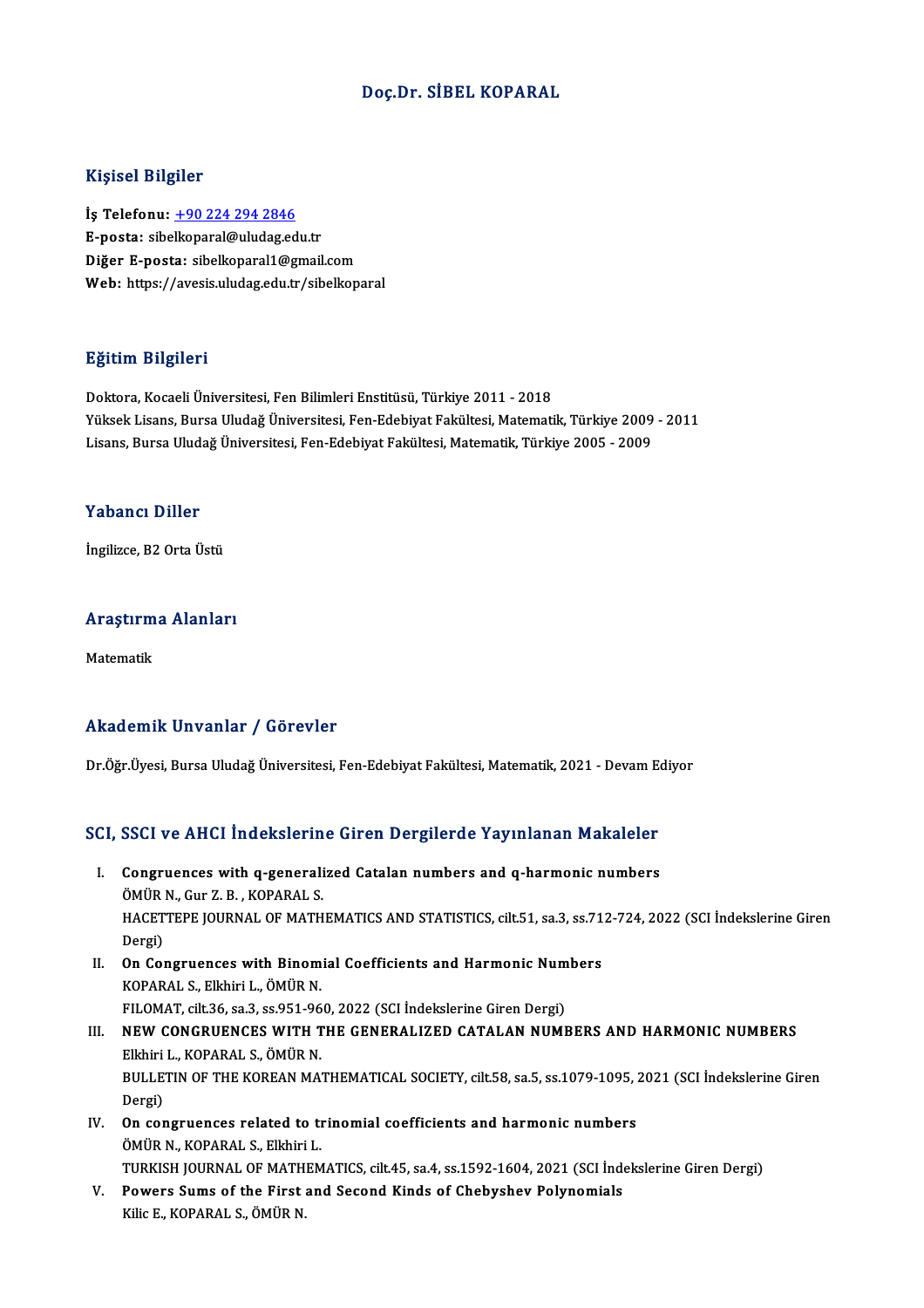# Doç.Dr. SİBEL KOPARAL

## Kişisel Bilgiler

**İş Telefonu:** +90 224 294 2846
**E-posta:** sibelkoparal@uludag.edu.tr
**Diğer E-posta:** sibelkoparal1@gmail.com
**Web:** https://avesis.uludag.edu.tr/sibelkoparal

## Eğitim Bilgileri

Doktora, Kocaeli Üniversitesi, Fen Bilimleri Enstitüsü, Türkiye 2011 - 2018
Yüksek Lisans, Bursa Uludağ Üniversitesi, Fen-Edebiyat Fakültesi, Matematik, Türkiye 2009 - 2011
Lisans, Bursa Uludağ Üniversitesi, Fen-Edebiyat Fakültesi, Matematik, Türkiye 2005 - 2009

## Yabancı Diller

İngilizce, B2 Orta Üstü

## Araştırma Alanları

Matematik

## Akademik Unvanlar / Görevler

Dr.Öğr.Üyesi, Bursa Uludağ Üniversitesi, Fen-Edebiyat Fakültesi, Matematik, 2021 - Devam Ediyor

## SCI, SSCI ve AHCI İndekslerine Giren Dergilerde Yayınlanan Makaleler

I. **Congruences with q-generalized Catalan numbers and q-harmonic numbers**
ÖMÜR N., Gur Z. B. , KOPARAL S.
HACETTEPE JOURNAL OF MATHEMATICS AND STATISTICS, cilt.51, sa.3, ss.712-724, 2022 (SCI İndekslerine Giren Dergi)

II. **On Congruences with Binomial Coefficients and Harmonic Numbers**
KOPARAL S., Elkhiri L., ÖMÜR N.
FILOMAT, cilt.36, sa.3, ss.951-960, 2022 (SCI İndekslerine Giren Dergi)

III. **NEW CONGRUENCES WITH THE GENERALIZED CATALAN NUMBERS AND HARMONIC NUMBERS**
Elkhiri L., KOPARAL S., ÖMÜR N.
BULLETIN OF THE KOREAN MATHEMATICAL SOCIETY, cilt.58, sa.5, ss.1079-1095, 2021 (SCI İndekslerine Giren Dergi)

IV. **On congruences related to trinomial coefficients and harmonic numbers**
ÖMÜR N., KOPARAL S., Elkhiri L.
TURKISH JOURNAL OF MATHEMATICS, cilt.45, sa.4, ss.1592-1604, 2021 (SCI İndekslerine Giren Dergi)

V. **Powers Sums of the First and Second Kinds of Chebyshev Polynomials**
Kilic E., KOPARAL S., ÖMÜR N.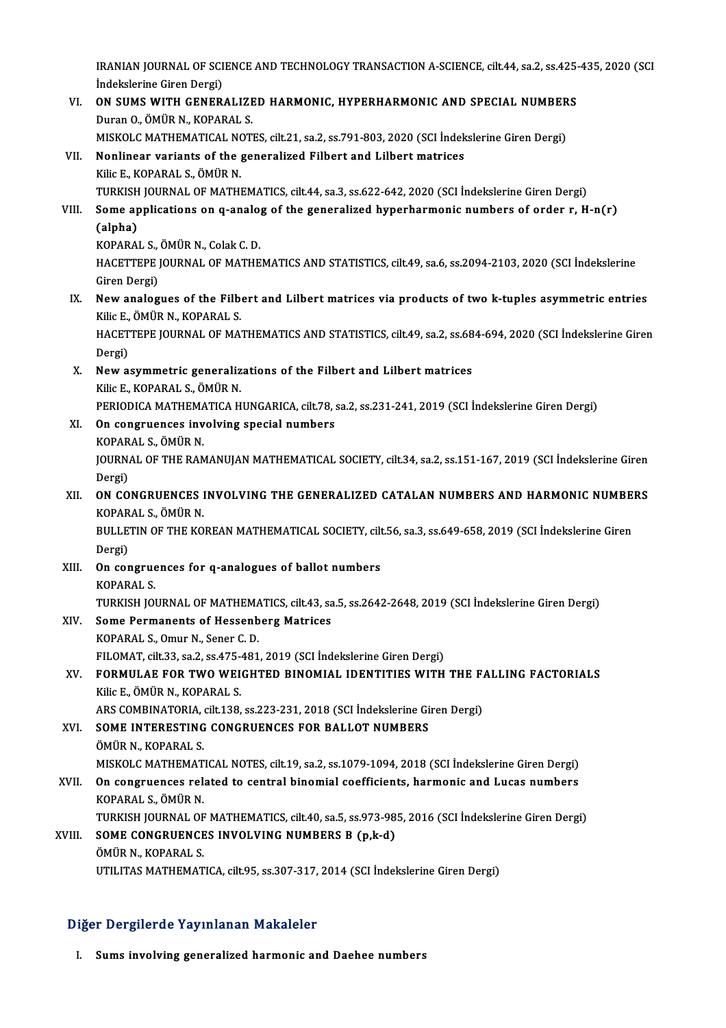IRANIAN JOURNAL OF SCIENCE AND TECHNOLOGY TRANSACTION A-SCIENCE, cilt.44, sa.2, ss.425-435, 2020 (SCI İndekslerine Giren Dergi)

VI. **ON SUMS WITH GENERALIZED HARMONIC, HYPERHARMONIC AND SPECIAL NUMBERS**
Duran O., ÖMÜR N., KOPARAL S.
MISKOLC MATHEMATICAL NOTES, cilt.21, sa.2, ss.791-803, 2020 (SCI İndekslerine Giren Dergi)

VII. **Nonlinear variants of the generalized Filbert and Lilbert matrices**
Kilic E., KOPARAL S., ÖMÜR N.
TURKISH JOURNAL OF MATHEMATICS, cilt.44, sa.3, ss.622-642, 2020 (SCI İndekslerine Giren Dergi)

VIII. **Some applications on q-analog of the generalized hyperharmonic numbers of order r, H-n(r) (alpha)**
KOPARAL S., ÖMÜR N., Colak C. D.
HACETTEPE JOURNAL OF MATHEMATICS AND STATISTICS, cilt.49, sa.6, ss.2094-2103, 2020 (SCI İndekslerine Giren Dergi)

IX. **New analogues of the Filbert and Lilbert matrices via products of two k-tuples asymmetric entries**
Kilic E., ÖMÜR N., KOPARAL S.
HACETTEPE JOURNAL OF MATHEMATICS AND STATISTICS, cilt.49, sa.2, ss.684-694, 2020 (SCI İndekslerine Giren Dergi)

X. **New asymmetric generalizations of the Filbert and Lilbert matrices**
Kilic E., KOPARAL S., ÖMÜR N.
PERIODICA MATHEMATICA HUNGARICA, cilt.78, sa.2, ss.231-241, 2019 (SCI İndekslerine Giren Dergi)

XI. **On congruences involving special numbers**
KOPARAL S., ÖMÜR N.
JOURNAL OF THE RAMANUJAN MATHEMATICAL SOCIETY, cilt.34, sa.2, ss.151-167, 2019 (SCI İndekslerine Giren Dergi)

XII. **ON CONGRUENCES INVOLVING THE GENERALIZED CATALAN NUMBERS AND HARMONIC NUMBERS**
KOPARAL S., ÖMÜR N.
BULLETIN OF THE KOREAN MATHEMATICAL SOCIETY, cilt.56, sa.3, ss.649-658, 2019 (SCI İndekslerine Giren Dergi)

XIII. **On congruences for q-analogues of ballot numbers**
KOPARAL S.
TURKISH JOURNAL OF MATHEMATICS, cilt.43, sa.5, ss.2642-2648, 2019 (SCI İndekslerine Giren Dergi)

XIV. **Some Permanents of Hessenberg Matrices**
KOPARAL S., Omur N., Sener C. D.
FILOMAT, cilt.33, sa.2, ss.475-481, 2019 (SCI İndekslerine Giren Dergi)

XV. **FORMULAE FOR TWO WEIGHTED BINOMIAL IDENTITIES WITH THE FALLING FACTORIALS**
Kilic E., ÖMÜR N., KOPARAL S.
ARS COMBINATORIA, cilt.138, ss.223-231, 2018 (SCI İndekslerine Giren Dergi)

XVI. **SOME INTERESTING CONGRUENCES FOR BALLOT NUMBERS**
ÖMÜR N., KOPARAL S.
MISKOLC MATHEMATICAL NOTES, cilt.19, sa.2, ss.1079-1094, 2018 (SCI İndekslerine Giren Dergi)

XVII. **On congruences related to central binomial coefficients, harmonic and Lucas numbers**
KOPARAL S., ÖMÜR N.
TURKISH JOURNAL OF MATHEMATICS, cilt.40, sa.5, ss.973-985, 2016 (SCI İndekslerine Giren Dergi)

XVIII. **SOME CONGRUENCES INVOLVING NUMBERS B (p,k-d)**
ÖMÜR N., KOPARAL S.
UTILITAS MATHEMATICA, cilt.95, ss.307-317, 2014 (SCI İndekslerine Giren Dergi)

## Diğer Dergilerde Yayınlanan Makaleler

I. **Sums involving generalized harmonic and Daehee numbers**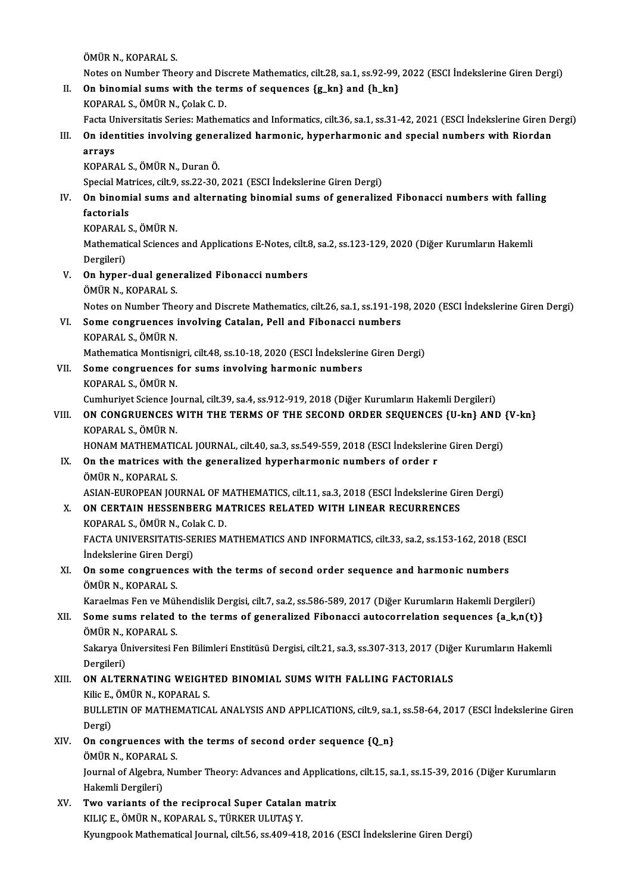ÖMÜR N., KOPARAL S.

Notes on Number Theory and Discrete Mathematics, cilt.28, sa.1, ss.92-99, 2022 (ESCI İndekslerine Giren Dergi)

II. **On binomial sums with the terms of sequences {g_kn} and {h_kn}**
KOPARAL S., ÖMÜR N., Çolak C. D.
Facta Universitatis Series: Mathematics and Informatics, cilt.36, sa.1, ss.31-42, 2021 (ESCI İndekslerine Giren Dergi)

III. **On identities involving generalized harmonic, hyperharmonic and special numbers with Riordan arrays**
KOPARAL S., ÖMÜR N., Duran Ö.
Special Matrices, cilt.9, ss.22-30, 2021 (ESCI İndekslerine Giren Dergi)

IV. **On binomial sums and alternating binomial sums of generalized Fibonacci numbers with falling factorials**
KOPARAL S., ÖMÜR N.
Mathematical Sciences and Applications E-Notes, cilt.8, sa.2, ss.123-129, 2020 (Diğer Kurumların Hakemli Dergileri)

V. **On hyper-dual generalized Fibonacci numbers**
ÖMÜR N., KOPARAL S.
Notes on Number Theory and Discrete Mathematics, cilt.26, sa.1, ss.191-198, 2020 (ESCI İndekslerine Giren Dergi)

VI. **Some congruences involving Catalan, Pell and Fibonacci numbers**
KOPARAL S., ÖMÜR N.
Mathematica Montisnigri, cilt.48, ss.10-18, 2020 (ESCI İndekslerine Giren Dergi)

VII. **Some congruences for sums involving harmonic numbers**
KOPARAL S., ÖMÜR N.
Cumhuriyet Science Journal, cilt.39, sa.4, ss.912-919, 2018 (Diğer Kurumların Hakemli Dergileri)

VIII. **ON CONGRUENCES WITH THE TERMS OF THE SECOND ORDER SEQUENCES {U-kn} AND {V-kn}**
KOPARAL S., ÖMÜR N.
HONAM MATHEMATICAL JOURNAL, cilt.40, sa.3, ss.549-559, 2018 (ESCI İndekslerine Giren Dergi)

IX. **On the matrices with the generalized hyperharmonic numbers of order r**
ÖMÜR N., KOPARAL S.
ASIAN-EUROPEAN JOURNAL OF MATHEMATICS, cilt.11, sa.3, 2018 (ESCI İndekslerine Giren Dergi)

X. **ON CERTAIN HESSENBERG MATRICES RELATED WITH LINEAR RECURRENCES**
KOPARAL S., ÖMÜR N., Colak C. D.
FACTA UNIVERSITATIS-SERIES MATHEMATICS AND INFORMATICS, cilt.33, sa.2, ss.153-162, 2018 (ESCI İndekslerine Giren Dergi)

XI. **On some congruences with the terms of second order sequence and harmonic numbers**
ÖMÜR N., KOPARAL S.
Karaelmas Fen ve Mühendislik Dergisi, cilt.7, sa.2, ss.586-589, 2017 (Diğer Kurumların Hakemli Dergileri)

XII. **Some sums related to the terms of generalized Fibonacci autocorrelation sequences {a_k,n(t)}**
ÖMÜR N., KOPARAL S.
Sakarya Üniversitesi Fen Bilimleri Enstitüsü Dergisi, cilt.21, sa.3, ss.307-313, 2017 (Diğer Kurumların Hakemli Dergileri)

XIII. **ON ALTERNATING WEIGHTED BINOMIAL SUMS WITH FALLING FACTORIALS**
Kilic E., ÖMÜR N., KOPARAL S.
BULLETIN OF MATHEMATICAL ANALYSIS AND APPLICATIONS, cilt.9, sa.1, ss.58-64, 2017 (ESCI İndekslerine Giren Dergi)

XIV. **On congruences with the terms of second order sequence {Q_n}**
ÖMÜR N., KOPARAL S.
Journal of Algebra, Number Theory: Advances and Applications, cilt.15, sa.1, ss.15-39, 2016 (Diğer Kurumların Hakemli Dergileri)

XV. **Two variants of the reciprocal Super Catalan matrix**
KILIÇ E., ÖMÜR N., KOPARAL S., TÜRKER ULUTAŞ Y.
Kyungpook Mathematical Journal, cilt.56, ss.409-418, 2016 (ESCI İndekslerine Giren Dergi)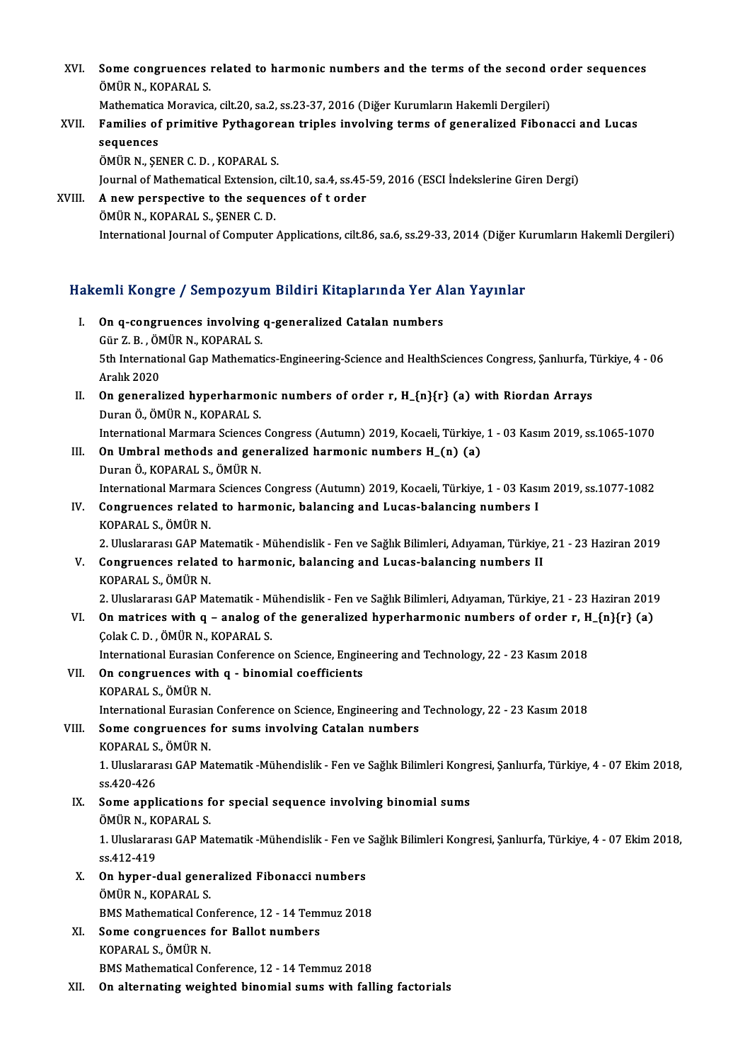XVI. **Some congruences related to harmonic numbers and the terms of the second order sequences**
ÖMÜR N., KOPARAL S.
Mathematica Moravica, cilt.20, sa.2, ss.23-37, 2016 (Diğer Kurumların Hakemli Dergileri)

XVII. **Families of primitive Pythagorean triples involving terms of generalized Fibonacci and Lucas sequences**
ÖMÜR N., ŞENER C. D. , KOPARAL S.
Journal of Mathematical Extension, cilt.10, sa.4, ss.45-59, 2016 (ESCI İndekslerine Giren Dergi)

XVIII. **A new perspective to the sequences of t order**
ÖMÜR N., KOPARAL S., ŞENER C. D.
International Journal of Computer Applications, cilt.86, sa.6, ss.29-33, 2014 (Diğer Kurumların Hakemli Dergileri)

## Hakemli Kongre / Sempozyum Bildiri Kitaplarında Yer Alan Yayınlar

I. **On q-congruences involving q-generalized Catalan numbers**
Gür Z. B. , ÖMÜR N., KOPARAL S.
5th International Gap Mathematics-Engineering-Science and HealthSciences Congress, Şanlıurfa, Türkiye, 4 - 06 Aralık 2020

II. **On generalized hyperharmonic numbers of order r, $H_{n}^{r}(a)$ with Riordan Arrays**
Duran Ö., ÖMÜR N., KOPARAL S.
International Marmara Sciences Congress (Autumn) 2019, Kocaeli, Türkiye, 1 - 03 Kasım 2019, ss.1065-1070

III. **On Umbral methods and generalized harmonic numbers $H_{n}(a)$**
Duran Ö., KOPARAL S., ÖMÜR N.
International Marmara Sciences Congress (Autumn) 2019, Kocaeli, Türkiye, 1 - 03 Kasım 2019, ss.1077-1082

IV. **Congruences related to harmonic, balancing and Lucas-balancing numbers I**
KOPARAL S., ÖMÜR N.
2. Uluslararası GAP Matematik - Mühendislik - Fen ve Sağlık Bilimleri, Adıyaman, Türkiye, 21 - 23 Haziran 2019

V. **Congruences related to harmonic, balancing and Lucas-balancing numbers II**
KOPARAL S., ÖMÜR N.
2. Uluslararası GAP Matematik - Mühendislik - Fen ve Sağlık Bilimleri, Adıyaman, Türkiye, 21 - 23 Haziran 2019

VI. **On matrices with q – analog of the generalized hyperharmonic numbers of order r, $H_{n}^{r}(a)$**
Çolak C. D. , ÖMÜR N., KOPARAL S.
International Eurasian Conference on Science, Engineering and Technology, 22 - 23 Kasım 2018

VII. **On congruences with q - binomial coefficients**
KOPARAL S., ÖMÜR N.
International Eurasian Conference on Science, Engineering and Technology, 22 - 23 Kasım 2018

VIII. **Some congruences for sums involving Catalan numbers**
KOPARAL S., ÖMÜR N.
1. Uluslararası GAP Matematik -Mühendislik - Fen ve Sağlık Bilimleri Kongresi, Şanlıurfa, Türkiye, 4 - 07 Ekim 2018, ss.420-426

IX. **Some applications for special sequence involving binomial sums**
ÖMÜR N., KOPARAL S.
1. Uluslararası GAP Matematik -Mühendislik - Fen ve Sağlık Bilimleri Kongresi, Şanlıurfa, Türkiye, 4 - 07 Ekim 2018, ss.412-419

X. **On hyper-dual generalized Fibonacci numbers**
ÖMÜR N., KOPARAL S.
BMS Mathematical Conference, 12 - 14 Temmuz 2018

XI. **Some congruences for Ballot numbers**
KOPARAL S., ÖMÜR N.
BMS Mathematical Conference, 12 - 14 Temmuz 2018

XII. **On alternating weighted binomial sums with falling factorials**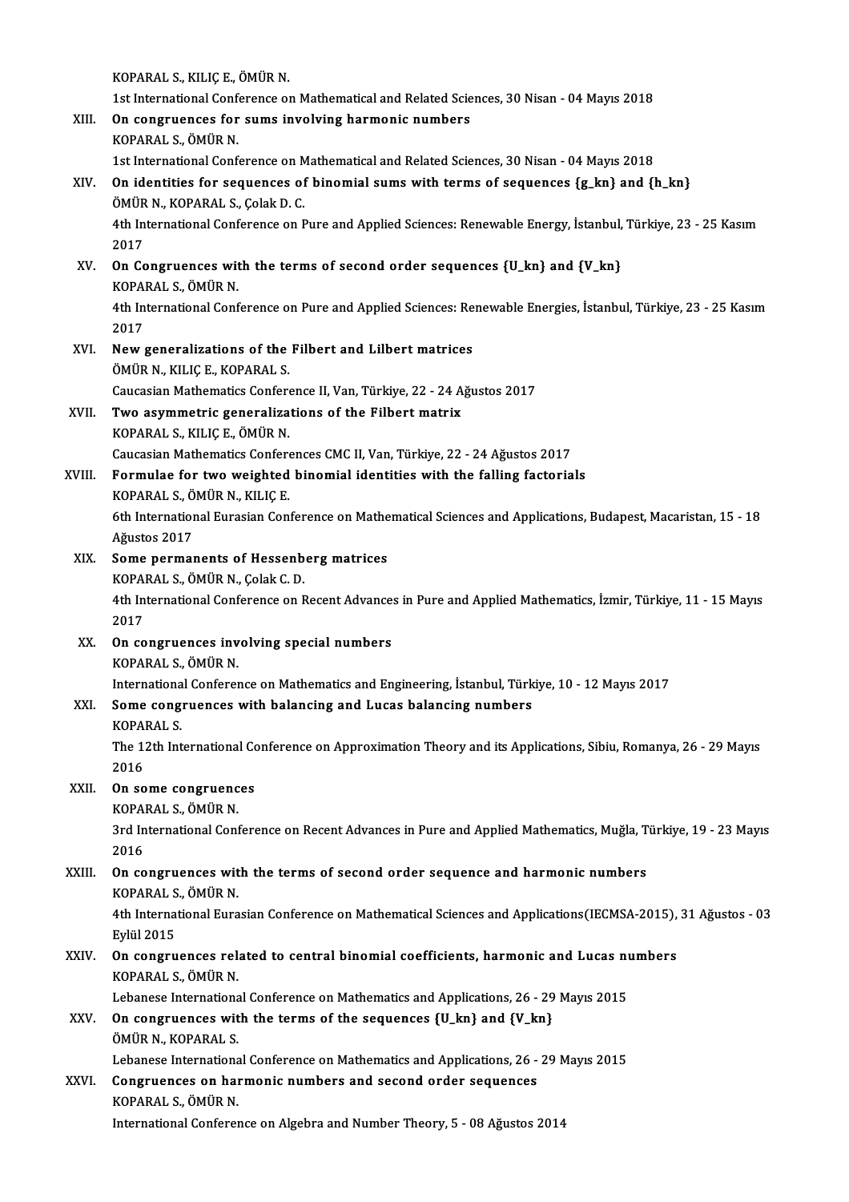KOPARAL S., KILIÇ E., ÖMÜR N.

1st International Conference on Mathematical and Related Sciences, 30 Nisan - 04 Mayıs 2018

XIII. **On congruences for sums involving harmonic numbers**
KOPARAL S., ÖMÜR N.
1st International Conference on Mathematical and Related Sciences, 30 Nisan - 04 Mayıs 2018

XIV. **On identities for sequences of binomial sums with terms of sequences {g_kn} and {h_kn}**
ÖMÜR N., KOPARAL S., Çolak D. C.
4th International Conference on Pure and Applied Sciences: Renewable Energy, İstanbul, Türkiye, 23 - 25 Kasım 2017

XV. **On Congruences with the terms of second order sequences {U_kn} and {V_kn}**
KOPARAL S., ÖMÜR N.
4th International Conference on Pure and Applied Sciences: Renewable Energies, İstanbul, Türkiye, 23 - 25 Kasım 2017

XVI. **New generalizations of the Filbert and Lilbert matrices**
ÖMÜR N., KILIÇ E., KOPARAL S.
Caucasian Mathematics Conference II, Van, Türkiye, 22 - 24 Ağustos 2017

XVII. **Two asymmetric generalizations of the Filbert matrix**
KOPARAL S., KILIÇ E., ÖMÜR N.
Caucasian Mathematics Conferences CMC II, Van, Türkiye, 22 - 24 Ağustos 2017

XVIII. **Formulae for two weighted binomial identities with the falling factorials**
KOPARAL S., ÖMÜR N., KILIÇ E.
6th International Eurasian Conference on Mathematical Sciences and Applications, Budapest, Macaristan, 15 - 18 Ağustos 2017

XIX. **Some permanents of Hessenberg matrices**
KOPARAL S., ÖMÜR N., Çolak C. D.
4th International Conference on Recent Advances in Pure and Applied Mathematics, İzmir, Türkiye, 11 - 15 Mayıs 2017

XX. **On congruences involving special numbers**
KOPARAL S., ÖMÜR N.
International Conference on Mathematics and Engineering, İstanbul, Türkiye, 10 - 12 Mayıs 2017

XXI. **Some congruences with balancing and Lucas balancing numbers**
KOPARAL S.
The 12th International Conference on Approximation Theory and its Applications, Sibiu, Romanya, 26 - 29 Mayıs 2016

XXII. **On some congruences**
KOPARAL S., ÖMÜR N.
3rd International Conference on Recent Advances in Pure and Applied Mathematics, Muğla, Türkiye, 19 - 23 Mayıs 2016

XXIII. **On congruences with the terms of second order sequence and harmonic numbers**
KOPARAL S., ÖMÜR N.
4th International Eurasian Conference on Mathematical Sciences and Applications(IECMSA-2015), 31 Ağustos - 03 Eylül 2015

XXIV. **On congruences related to central binomial coefficients, harmonic and Lucas numbers**
KOPARAL S., ÖMÜR N.
Lebanese International Conference on Mathematics and Applications, 26 - 29 Mayıs 2015

XXV. **On congruences with the terms of the sequences {U_kn} and {V_kn}**
ÖMÜR N., KOPARAL S.
Lebanese International Conference on Mathematics and Applications, 26 - 29 Mayıs 2015

XXVI. **Congruences on harmonic numbers and second order sequences**
KOPARAL S., ÖMÜR N.
International Conference on Algebra and Number Theory, 5 - 08 Ağustos 2014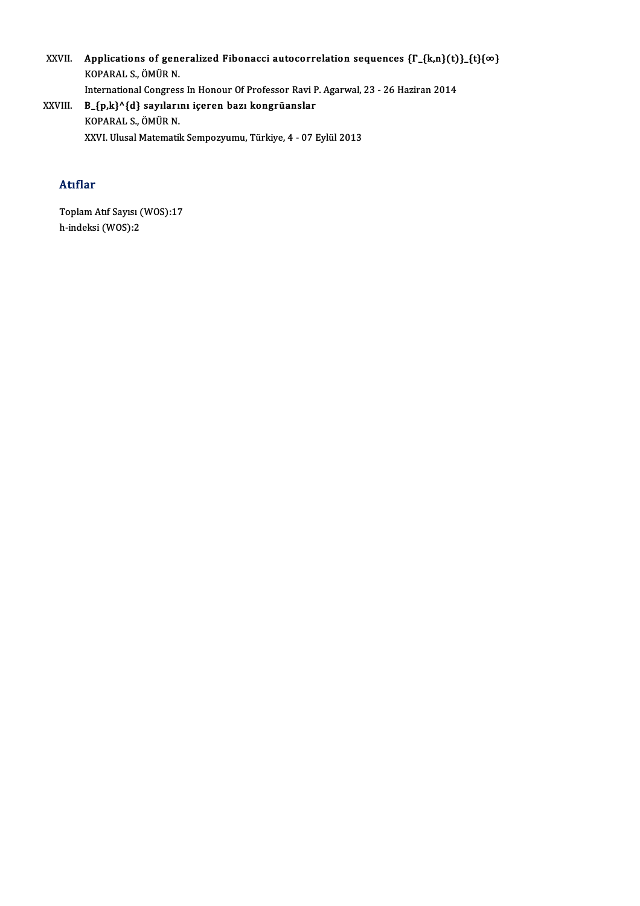XXVII. **Applications of generalized Fibonacci autocorrelation sequences $\{\Gamma_{k,n}(t)\}_{t}^{\infty}$**
KOPARAL S., ÖMÜR N.
International Congress In Honour Of Professor Ravi P. Agarwal, 23 - 26 Haziran 2014

XXVIII. **$B_{p,k}^{d}$ sayılarını içeren bazı kongrüanslar**
KOPARAL S., ÖMÜR N.
XXVI. Ulusal Matematik Sempozyumu, Türkiye, 4 - 07 Eylül 2013

## Atıflar

Toplam Atıf Sayısı (WOS):17
h-indeksi (WOS):2